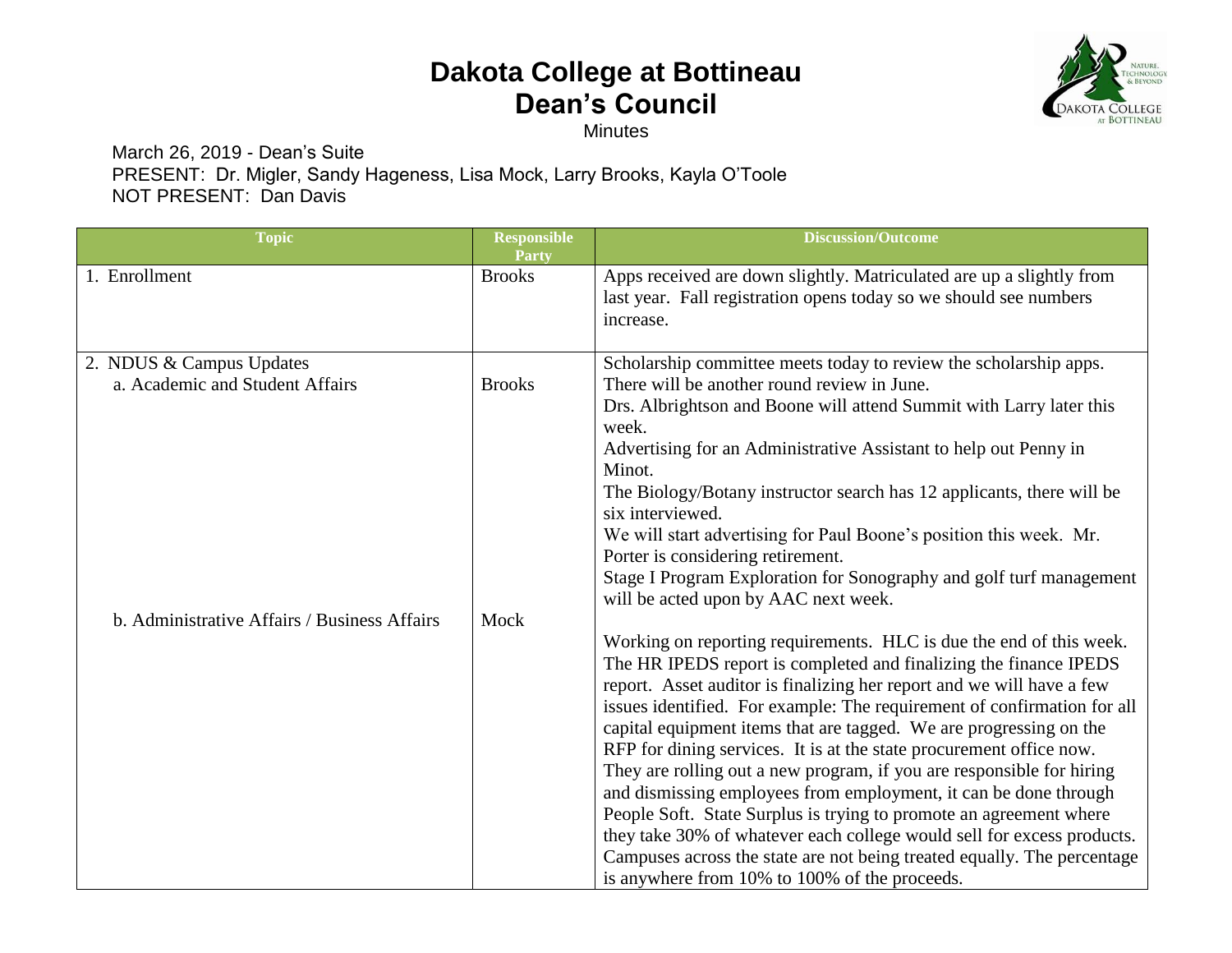# Dakota College at Bottineau
# Dean's Council

Minutes

March 26, 2019 - Dean's Suite
PRESENT: Dr. Migler, Sandy Hageness, Lisa Mock, Larry Brooks, Kayla O'Toole
NOT PRESENT: Dan Davis

| Topic | Responsible Party | Discussion/Outcome |
|---|---|---|
| 1. Enrollment | Brooks | Apps received are down slightly. Matriculated are up a slightly from last year. Fall registration opens today so we should see numbers increase. |
| 2. NDUS & Campus Updates<br>a. Academic and Student Affairs | Brooks | Scholarship committee meets today to review the scholarship apps. There will be another round review in June.<br>Drs. Albrightson and Boone will attend Summit with Larry later this week.<br>Advertising for an Administrative Assistant to help out Penny in Minot.<br>The Biology/Botany instructor search has 12 applicants, there will be six interviewed.<br>We will start advertising for Paul Boone's position this week. Mr. Porter is considering retirement.<br>Stage I Program Exploration for Sonography and golf turf management will be acted upon by AAC next week. |
| b. Administrative Affairs / Business Affairs | Mock | Working on reporting requirements. HLC is due the end of this week. The HR IPEDS report is completed and finalizing the finance IPEDS report. Asset auditor is finalizing her report and we will have a few issues identified. For example: The requirement of confirmation for all capital equipment items that are tagged. We are progressing on the RFP for dining services. It is at the state procurement office now. They are rolling out a new program, if you are responsible for hiring and dismissing employees from employment, it can be done through People Soft. State Surplus is trying to promote an agreement where they take 30% of whatever each college would sell for excess products. Campuses across the state are not being treated equally. The percentage is anywhere from 10% to 100% of the proceeds. |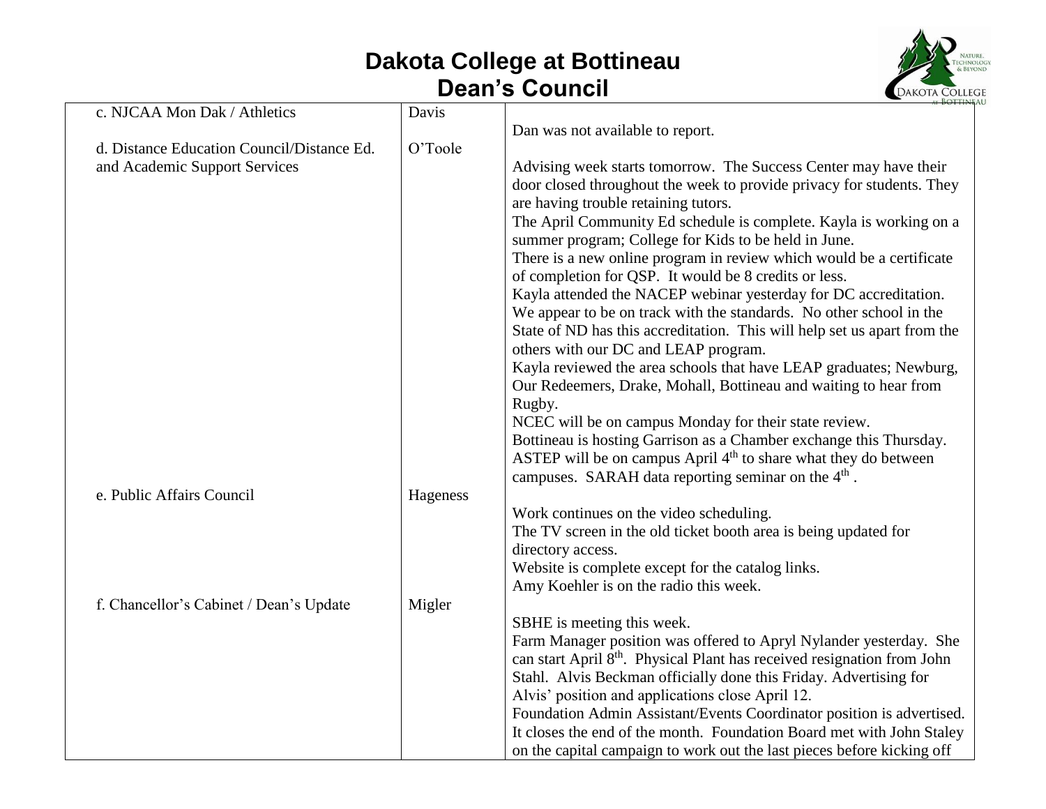# Dakota College at Bottineau
## Dean's Council

| | | |
|---|---|---|
| c. NJCAA Mon Dak / Athletics | Davis | Dan was not available to report. |
| d. Distance Education Council/Distance Ed. and Academic Support Services | O'Toole | Advising week starts tomorrow. The Success Center may have their door closed throughout the week to provide privacy for students. They are having trouble retaining tutors.<br>The April Community Ed schedule is complete. Kayla is working on a summer program; College for Kids to be held in June.<br>There is a new online program in review which would be a certificate of completion for QSP. It would be 8 credits or less.<br>Kayla attended the NACEP webinar yesterday for DC accreditation. We appear to be on track with the standards. No other school in the State of ND has this accreditation. This will help set us apart from the others with our DC and LEAP program.<br>Kayla reviewed the area schools that have LEAP graduates; Newburg, Our Redeemers, Drake, Mohall, Bottineau and waiting to hear from Rugby.<br>NCEC will be on campus Monday for their state review.<br>Bottineau is hosting Garrison as a Chamber exchange this Thursday.<br>ASTEP will be on campus April 4th to share what they do between campuses. SARAH data reporting seminar on the 4th . |
| e. Public Affairs Council | Hageness | Work continues on the video scheduling.<br>The TV screen in the old ticket booth area is being updated for directory access.<br>Website is complete except for the catalog links.<br>Amy Koehler is on the radio this week. |
| f. Chancellor's Cabinet / Dean's Update | Migler | SBHE is meeting this week.<br>Farm Manager position was offered to Apryl Nylander yesterday. She can start April 8th. Physical Plant has received resignation from John Stahl. Alvis Beckman officially done this Friday. Advertising for Alvis' position and applications close April 12.<br>Foundation Admin Assistant/Events Coordinator position is advertised. It closes the end of the month. Foundation Board met with John Staley on the capital campaign to work out the last pieces before kicking off |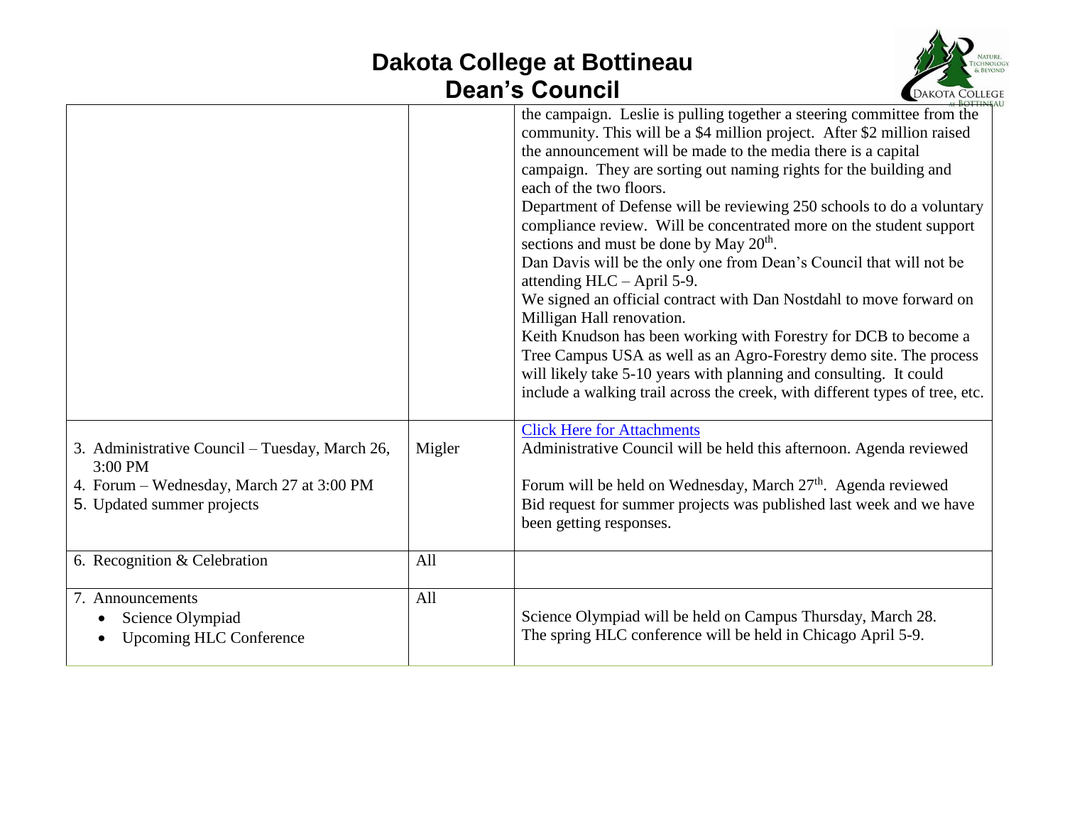# Dakota College at Bottineau
## Dean's Council

| | | |
|---|---|---|
| | | the campaign. Leslie is pulling together a steering committee from the community. This will be a $4 million project. After $2 million raised the announcement will be made to the media there is a capital campaign. They are sorting out naming rights for the building and each of the two floors.<br>Department of Defense will be reviewing 250 schools to do a voluntary compliance review. Will be concentrated more on the student support sections and must be done by May 20th.<br>Dan Davis will be the only one from Dean's Council that will not be attending HLC – April 5-9.<br>We signed an official contract with Dan Nostdahl to move forward on Milligan Hall renovation.<br>Keith Knudson has been working with Forestry for DCB to become a Tree Campus USA as well as an Agro-Forestry demo site. The process will likely take 5-10 years with planning and consulting. It could include a walking trail across the creek, with different types of tree, etc. |
| 3. Administrative Council – Tuesday, March 26, 3:00 PM<br>4. Forum – Wednesday, March 27 at 3:00 PM<br>5. Updated summer projects | Migler | Click Here for Attachments<br>Administrative Council will be held this afternoon. Agenda reviewed<br><br>Forum will be held on Wednesday, March 27th. Agenda reviewed<br>Bid request for summer projects was published last week and we have been getting responses. |
| 6. Recognition & Celebration | All | |
| 7. Announcements<br>• Science Olympiad<br>• Upcoming HLC Conference | All | Science Olympiad will be held on Campus Thursday, March 28.<br>The spring HLC conference will be held in Chicago April 5-9. |